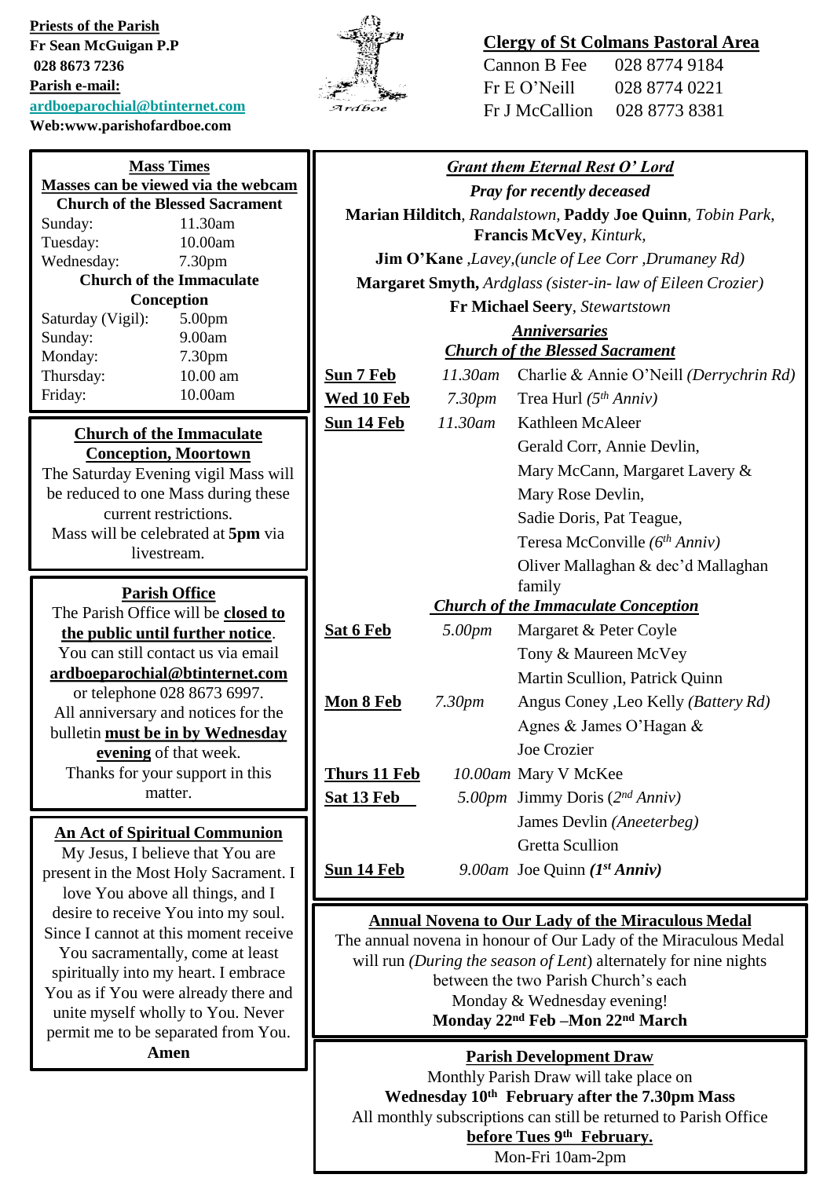**Priests of the Parish**
**Fr Sean McGuigan P.P**
**028 8673 7236**
**Parish e-mail:**
**ardboeparochial@btinternet.com**
**Web:www.parishofardboe.com**

Ardboe

**Clergy of St Colmans Pastoral Area**

Cannon B Fee 028 8774 9184
Fr E O'Neill 028 8774 0221
Fr J McCallion 028 8773 8381

**Mass Times**
**Masses can be viewed via the webcam**

**Church of the Blessed Sacrament**

| | |
|---|---|
| Sunday: | 11.30am |
| Tuesday: | 10.00am |
| Wednesday: | 7.30pm |

**Church of the Immaculate Conception**

| | |
|---|---|
| Saturday (Vigil): | 5.00pm |
| Sunday: | 9.00am |
| Monday: | 7.30pm |
| Thursday: | 10.00 am |
| Friday: | 10.00am |

**Church of the Immaculate Conception, Moortown**

The Saturday Evening vigil Mass will be reduced to one Mass during these current restrictions.
Mass will be celebrated at **5pm** via livestream.

**Parish Office**

The Parish Office will be **closed to the public until further notice**.
You can still contact us via email **ardboeparochial@btinternet.com** or telephone 028 8673 6997.
All anniversary and notices for the bulletin **must be in by Wednesday evening** of that week.
Thanks for your support in this matter.

**An Act of Spiritual Communion**

My Jesus, I believe that You are present in the Most Holy Sacrament. I love You above all things, and I desire to receive You into my soul. Since I cannot at this moment receive You sacramentally, come at least spiritually into my heart. I embrace You as if You were already there and unite myself wholly to You. Never permit me to be separated from You.
**Amen**

***Grant them Eternal Rest O' Lord***

***Pray for recently deceased***

**Marian Hilditch**, *Randalstown*, **Paddy Joe Quinn**, *Tobin Park*, **Francis McVey**, *Kinturk*,
**Jim O'Kane** *,Lavey,(uncle of Lee Corr ,Drumaney Rd)*
**Margaret Smyth,** *Ardglass (sister-in- law of Eileen Crozier)*
**Fr Michael Seery**, *Stewartstown*

***Anniversaries***

***Church of the Blessed Sacrament***

| | | |
|---|---|---|
| **Sun 7 Feb** | *11.30am* | Charlie & Annie O'Neill *(Derrychrin Rd)* |
| **Wed 10 Feb** | *7.30pm* | Trea Hurl *(5th Anniv)* |
| **Sun 14 Feb** | *11.30am* | Kathleen McAleer<br>Gerald Corr, Annie Devlin,<br>Mary McCann, Margaret Lavery &<br>Mary Rose Devlin,<br>Sadie Doris, Pat Teague,<br>Teresa McConville *(6th Anniv)*<br>Oliver Mallaghan & dec'd Mallaghan family |

***Church of the Immaculate Conception***

| | | |
|---|---|---|
| **Sat 6 Feb** | *5.00pm* | Margaret & Peter Coyle<br>Tony & Maureen McVey<br>Martin Scullion, Patrick Quinn |
| **Mon 8 Feb** | *7.30pm* | Angus Coney ,Leo Kelly *(Battery Rd)*<br>Agnes & James O'Hagan &<br>Joe Crozier |
| **Thurs 11 Feb** | *10.00am* | Mary V McKee |
| **Sat 13 Feb** | *5.00pm* | Jimmy Doris (*2nd Anniv)*<br>James Devlin *(Aneeterbeg)*<br>Gretta Scullion |
| **Sun 14 Feb** | *9.00am* | Joe Quinn ***(1st Anniv)*** |

**Annual Novena to Our Lady of the Miraculous Medal**

The annual novena in honour of Our Lady of the Miraculous Medal will run *(During the season of Lent*) alternately for nine nights between the two Parish Church's each Monday & Wednesday evening!
**Monday 22nd Feb –Mon 22nd March**

**Parish Development Draw**

Monthly Parish Draw will take place on
**Wednesday 10th February after the 7.30pm Mass**
All monthly subscriptions can still be returned to Parish Office
**before Tues 9th February.**
Mon-Fri 10am-2pm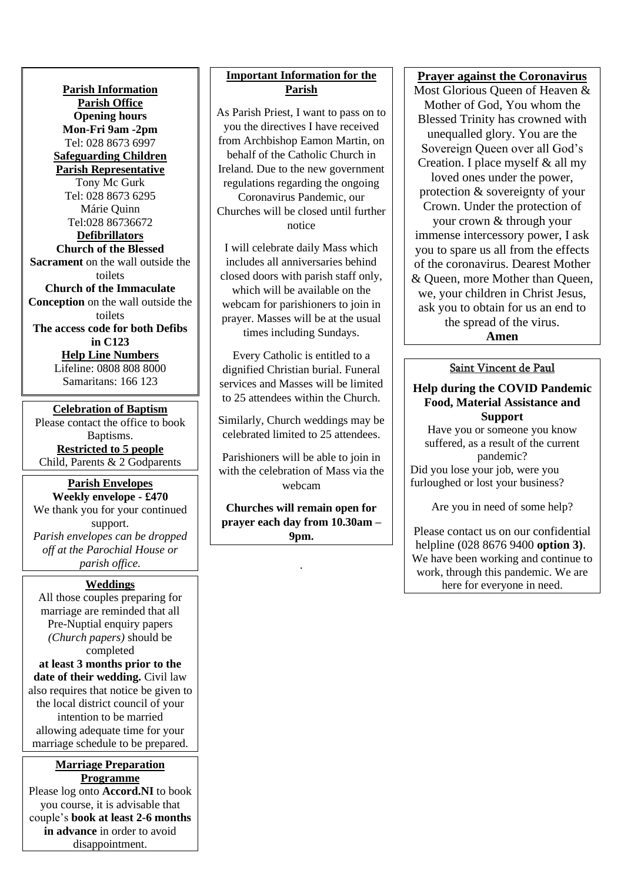## Parish Information

**Parish Office**

**Opening hours**

**Mon-Fri 9am -2pm**

Tel: 028 8673 6997

**Safeguarding Children**

**Parish Representative**

Tony Mc Gurk

Tel: 028 8673 6295

Márie Quinn

Tel:028 86736672

**Defibrillators**

**Church of the Blessed Sacrament** on the wall outside the toilets

**Church of the Immaculate Conception** on the wall outside the toilets

**The access code for both Defibs in C123**

**Help Line Numbers**

Lifeline: 0808 808 8000

Samaritans: 166 123

## Celebration of Baptism

Please contact the office to book Baptisms.

**Restricted to 5 people**

Child, Parents & 2 Godparents

## Parish Envelopes

**Weekly envelope - £470**

We thank you for your continued support.

*Parish envelopes can be dropped off at the Parochial House or parish office.*

## Weddings

All those couples preparing for marriage are reminded that all Pre-Nuptial enquiry papers *(Church papers)* should be completed **at least 3 months prior to the date of their wedding.** Civil law also requires that notice be given to the local district council of your intention to be married allowing adequate time for your marriage schedule to be prepared.

## Marriage Preparation Programme

Please log onto **Accord.NI** to book you course, it is advisable that couple's **book at least 2-6 months in advance** in order to avoid disappointment.

## Important Information for the Parish

As Parish Priest, I want to pass on to you the directives I have received from Archbishop Eamon Martin, on behalf of the Catholic Church in Ireland. Due to the new government regulations regarding the ongoing Coronavirus Pandemic, our Churches will be closed until further notice

I will celebrate daily Mass which includes all anniversaries behind closed doors with parish staff only, which will be available on the webcam for parishioners to join in prayer. Masses will be at the usual times including Sundays.

Every Catholic is entitled to a dignified Christian burial. Funeral services and Masses will be limited to 25 attendees within the Church.

Similarly, Church weddings may be celebrated limited to 25 attendees.

Parishioners will be able to join in with the celebration of Mass via the webcam

**Churches will remain open for prayer each day from 10.30am – 9pm.**

## Prayer against the Coronavirus

Most Glorious Queen of Heaven & Mother of God, You whom the Blessed Trinity has crowned with unequalled glory. You are the Sovereign Queen over all God's Creation. I place myself & all my loved ones under the power, protection & sovereignty of your Crown. Under the protection of your crown & through your immense intercessory power, I ask you to spare us all from the effects of the coronavirus. Dearest Mother & Queen, more Mother than Queen, we, your children in Christ Jesus, ask you to obtain for us an end to the spread of the virus.

**Amen**

## Saint Vincent de Paul

**Help during the COVID Pandemic Food, Material Assistance and Support**

Have you or someone you know suffered, as a result of the current pandemic?

Did you lose your job, were you furloughed or lost your business?

Are you in need of some help?

Please contact us on our confidential helpline (028 8676 9400 **option 3)**. We have been working and continue to work, through this pandemic. We are here for everyone in need.